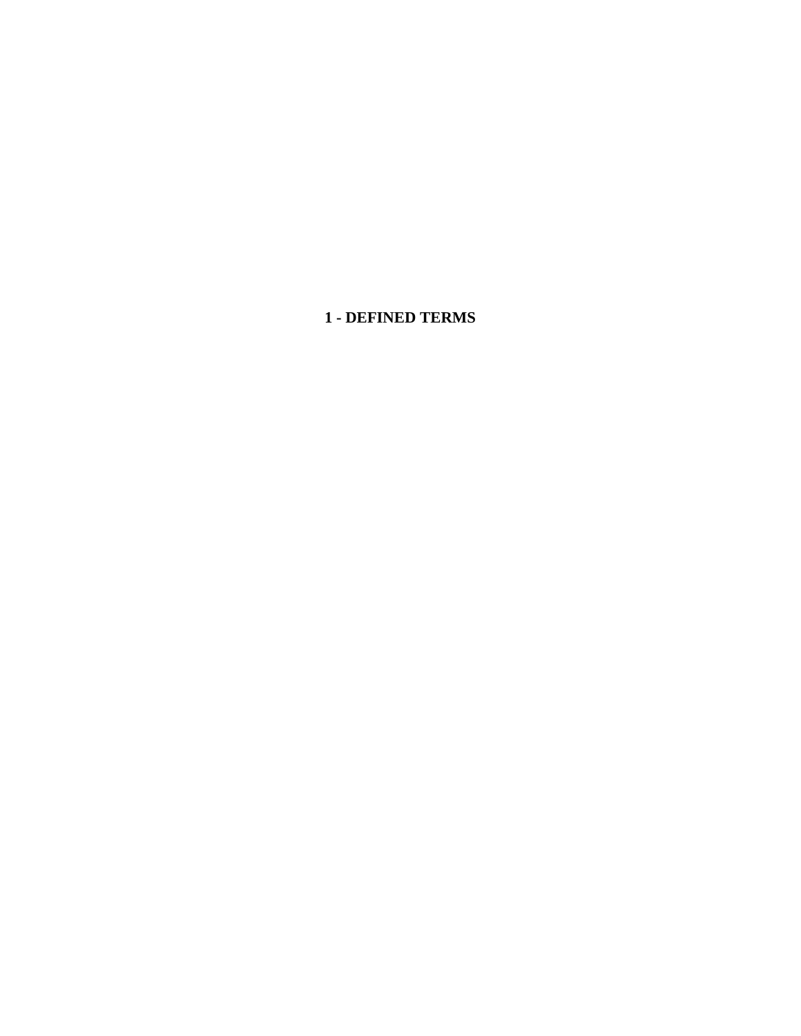# 1 - DEFINED TERMS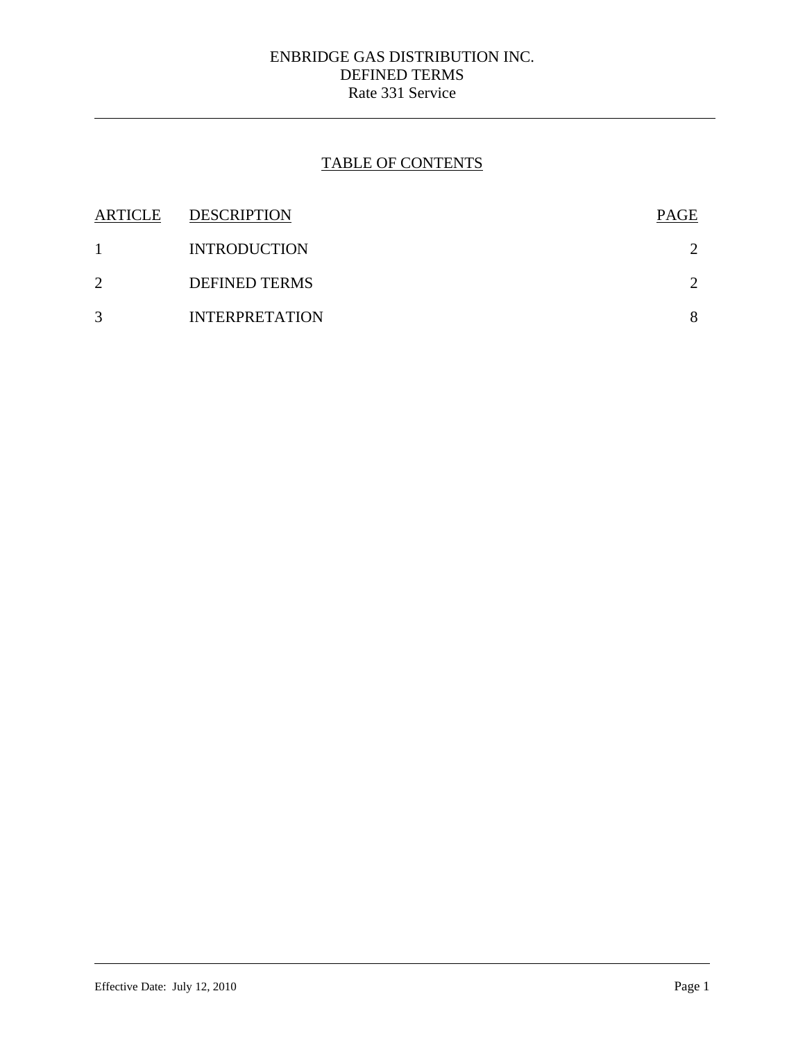ENBRIDGE GAS DISTRIBUTION INC.
DEFINED TERMS
Rate 331 Service

## TABLE OF CONTENTS

| ARTICLE | DESCRIPTION | PAGE |
| --- | --- | --- |
| 1 | INTRODUCTION | 2 |
| 2 | DEFINED TERMS | 2 |
| 3 | INTERPRETATION | 8 |

Effective Date: July 12, 2010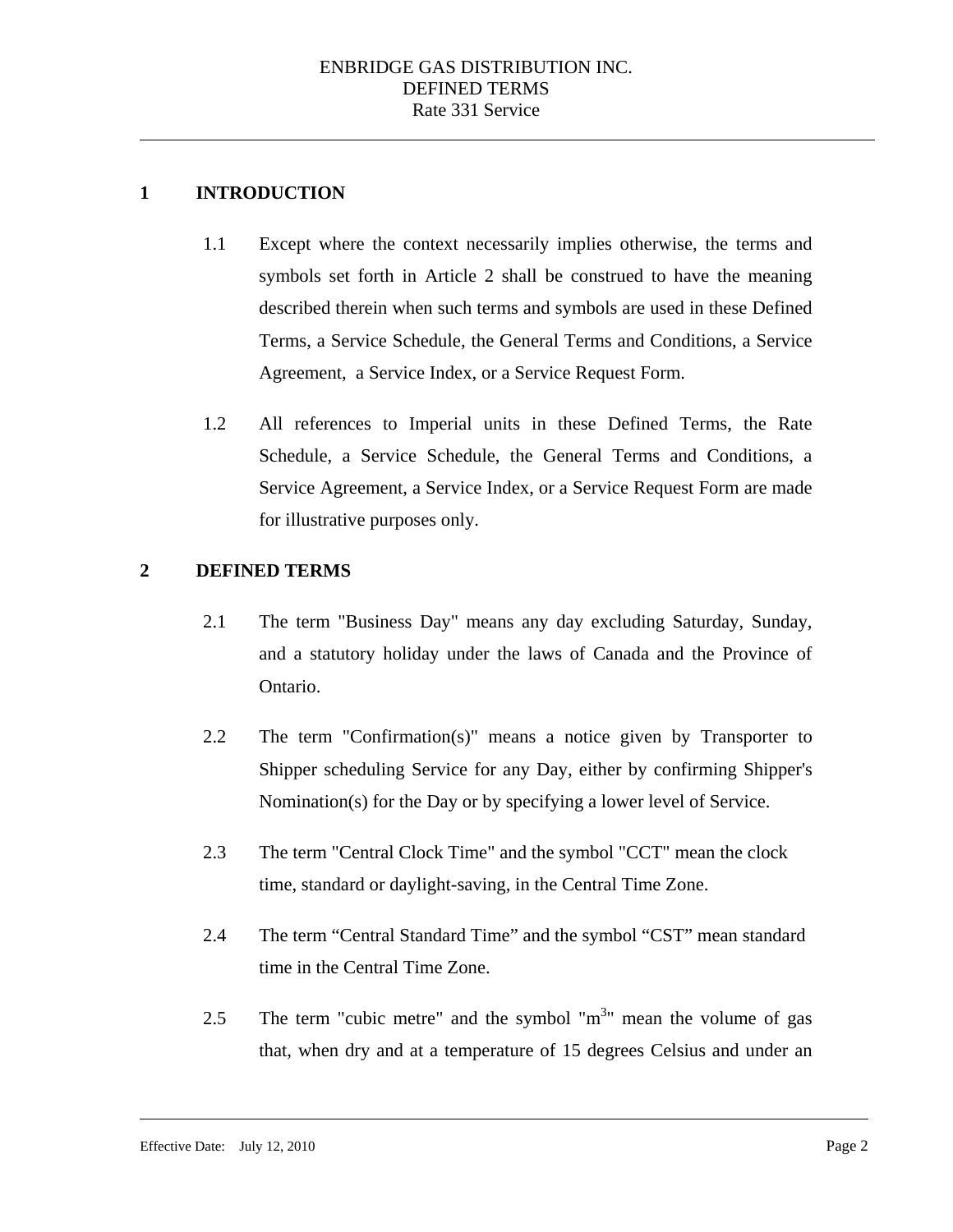## 1 INTRODUCTION

1.1 Except where the context necessarily implies otherwise, the terms and symbols set forth in Article 2 shall be construed to have the meaning described therein when such terms and symbols are used in these Defined Terms, a Service Schedule, the General Terms and Conditions, a Service Agreement, a Service Index, or a Service Request Form.

1.2 All references to Imperial units in these Defined Terms, the Rate Schedule, a Service Schedule, the General Terms and Conditions, a Service Agreement, a Service Index, or a Service Request Form are made for illustrative purposes only.

## 2 DEFINED TERMS

2.1 The term "Business Day" means any day excluding Saturday, Sunday, and a statutory holiday under the laws of Canada and the Province of Ontario.

2.2 The term "Confirmation(s)" means a notice given by Transporter to Shipper scheduling Service for any Day, either by confirming Shipper's Nomination(s) for the Day or by specifying a lower level of Service.

2.3 The term "Central Clock Time" and the symbol "CCT" mean the clock time, standard or daylight-saving, in the Central Time Zone.

2.4 The term "Central Standard Time" and the symbol "CST" mean standard time in the Central Time Zone.

2.5 The term "cubic metre" and the symbol "$m^3$" mean the volume of gas that, when dry and at a temperature of 15 degrees Celsius and under an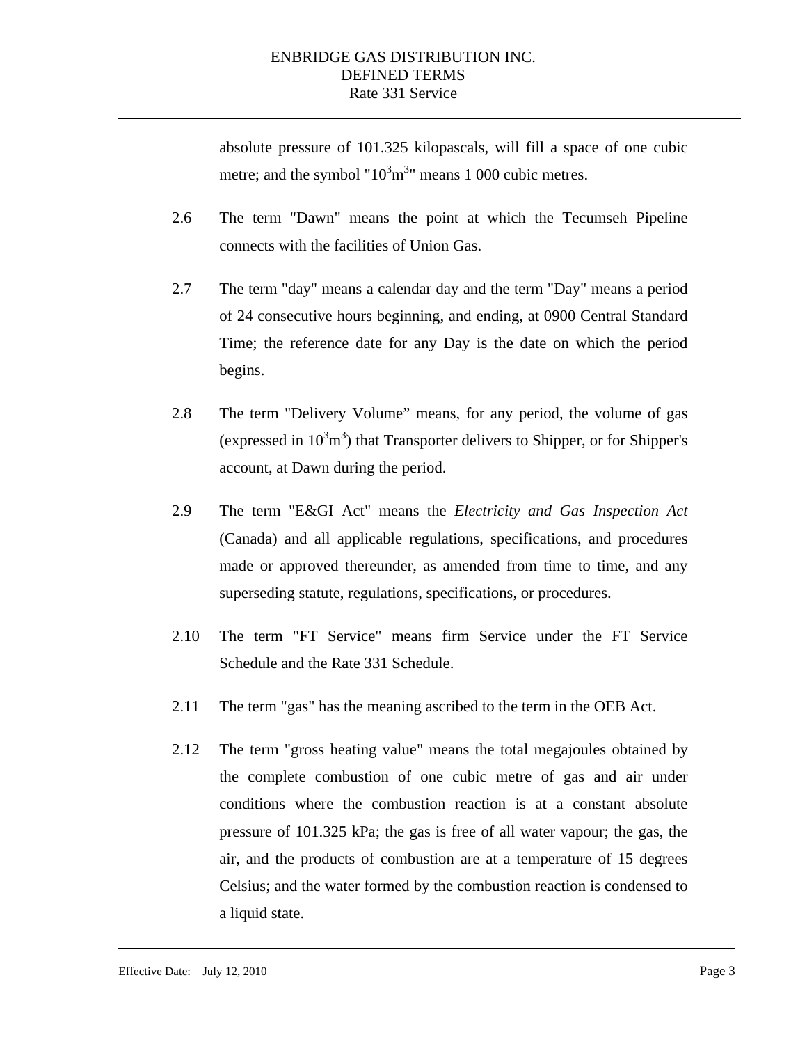absolute pressure of 101.325 kilopascals, will fill a space of one cubic metre; and the symbol "$10^3m^3$" means 1 000 cubic metres.

2.6 The term "Dawn" means the point at which the Tecumseh Pipeline connects with the facilities of Union Gas.

2.7 The term "day" means a calendar day and the term "Day" means a period of 24 consecutive hours beginning, and ending, at 0900 Central Standard Time; the reference date for any Day is the date on which the period begins.

2.8 The term "Delivery Volume" means, for any period, the volume of gas (expressed in $10^3m^3$) that Transporter delivers to Shipper, or for Shipper's account, at Dawn during the period.

2.9 The term "E&GI Act" means the *Electricity and Gas Inspection Act* (Canada) and all applicable regulations, specifications, and procedures made or approved thereunder, as amended from time to time, and any superseding statute, regulations, specifications, or procedures.

2.10 The term "FT Service" means firm Service under the FT Service Schedule and the Rate 331 Schedule.

2.11 The term "gas" has the meaning ascribed to the term in the OEB Act.

2.12 The term "gross heating value" means the total megajoules obtained by the complete combustion of one cubic metre of gas and air under conditions where the combustion reaction is at a constant absolute pressure of 101.325 kPa; the gas is free of all water vapour; the gas, the air, and the products of combustion are at a temperature of 15 degrees Celsius; and the water formed by the combustion reaction is condensed to a liquid state.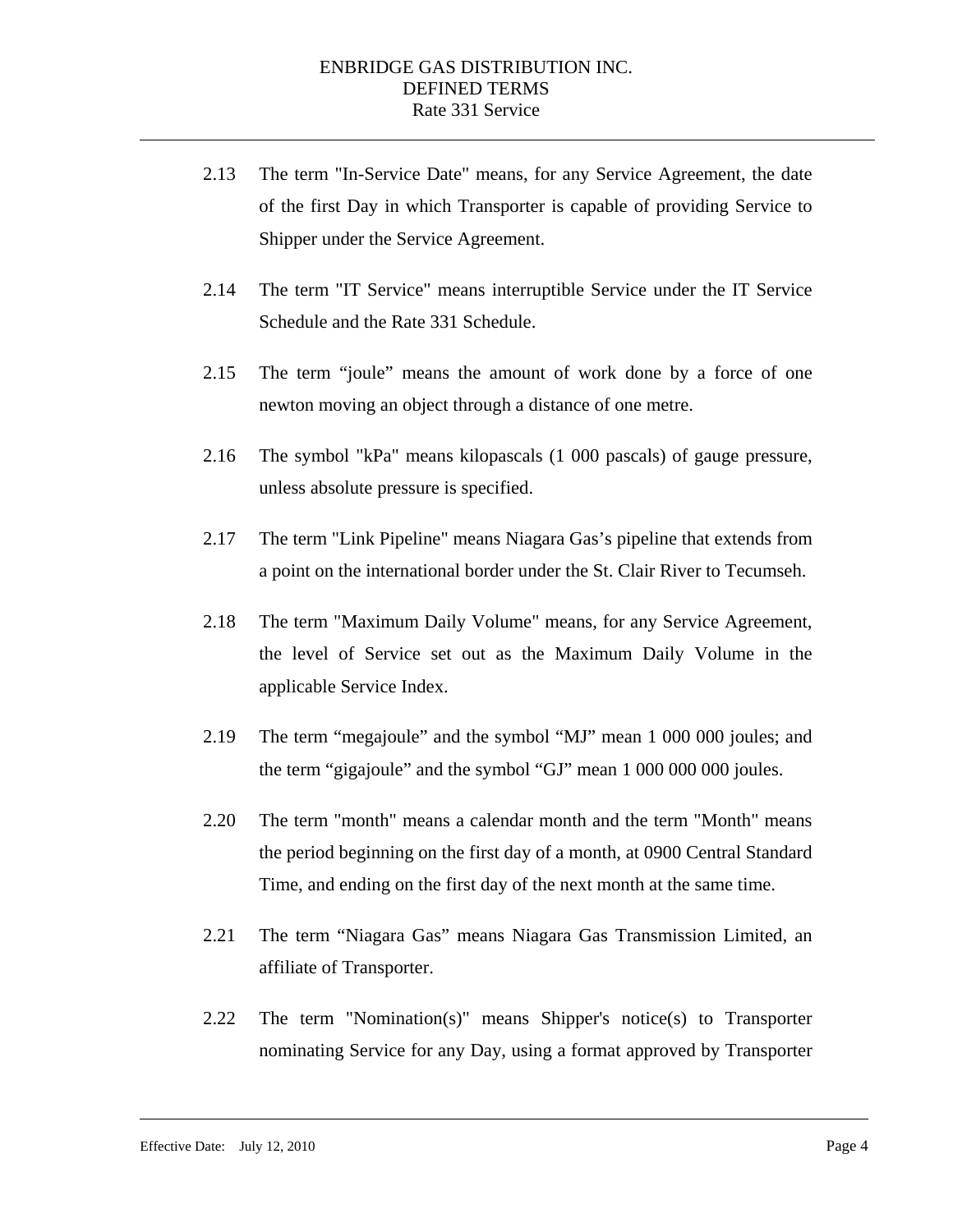2.13 The term "In-Service Date" means, for any Service Agreement, the date of the first Day in which Transporter is capable of providing Service to Shipper under the Service Agreement.

2.14 The term "IT Service" means interruptible Service under the IT Service Schedule and the Rate 331 Schedule.

2.15 The term "joule" means the amount of work done by a force of one newton moving an object through a distance of one metre.

2.16 The symbol "kPa" means kilopascals (1 000 pascals) of gauge pressure, unless absolute pressure is specified.

2.17 The term "Link Pipeline" means Niagara Gas's pipeline that extends from a point on the international border under the St. Clair River to Tecumseh.

2.18 The term "Maximum Daily Volume" means, for any Service Agreement, the level of Service set out as the Maximum Daily Volume in the applicable Service Index.

2.19 The term "megajoule" and the symbol "MJ" mean 1 000 000 joules; and the term "gigajoule" and the symbol "GJ" mean 1 000 000 000 joules.

2.20 The term "month" means a calendar month and the term "Month" means the period beginning on the first day of a month, at 0900 Central Standard Time, and ending on the first day of the next month at the same time.

2.21 The term "Niagara Gas" means Niagara Gas Transmission Limited, an affiliate of Transporter.

2.22 The term "Nomination(s)" means Shipper's notice(s) to Transporter nominating Service for any Day, using a format approved by Transporter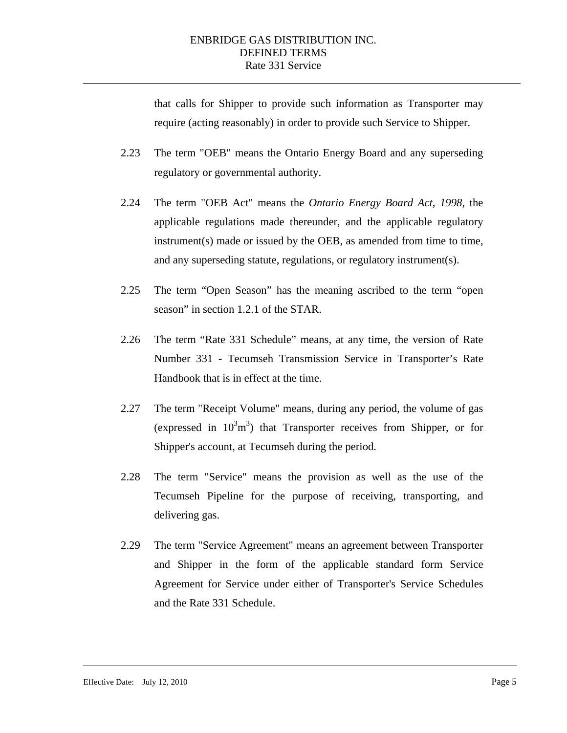that calls for Shipper to provide such information as Transporter may require (acting reasonably) in order to provide such Service to Shipper.

2.23 The term "OEB" means the Ontario Energy Board and any superseding regulatory or governmental authority.

2.24 The term "OEB Act" means the *Ontario Energy Board Act, 1998*, the applicable regulations made thereunder, and the applicable regulatory instrument(s) made or issued by the OEB, as amended from time to time, and any superseding statute, regulations, or regulatory instrument(s).

2.25 The term “Open Season” has the meaning ascribed to the term “open season” in section 1.2.1 of the STAR.

2.26 The term “Rate 331 Schedule” means, at any time, the version of Rate Number 331 - Tecumseh Transmission Service in Transporter’s Rate Handbook that is in effect at the time.

2.27 The term "Receipt Volume" means, during any period, the volume of gas (expressed in $10^3m^3$) that Transporter receives from Shipper, or for Shipper's account, at Tecumseh during the period.

2.28 The term "Service" means the provision as well as the use of the Tecumseh Pipeline for the purpose of receiving, transporting, and delivering gas.

2.29 The term "Service Agreement" means an agreement between Transporter and Shipper in the form of the applicable standard form Service Agreement for Service under either of Transporter's Service Schedules and the Rate 331 Schedule.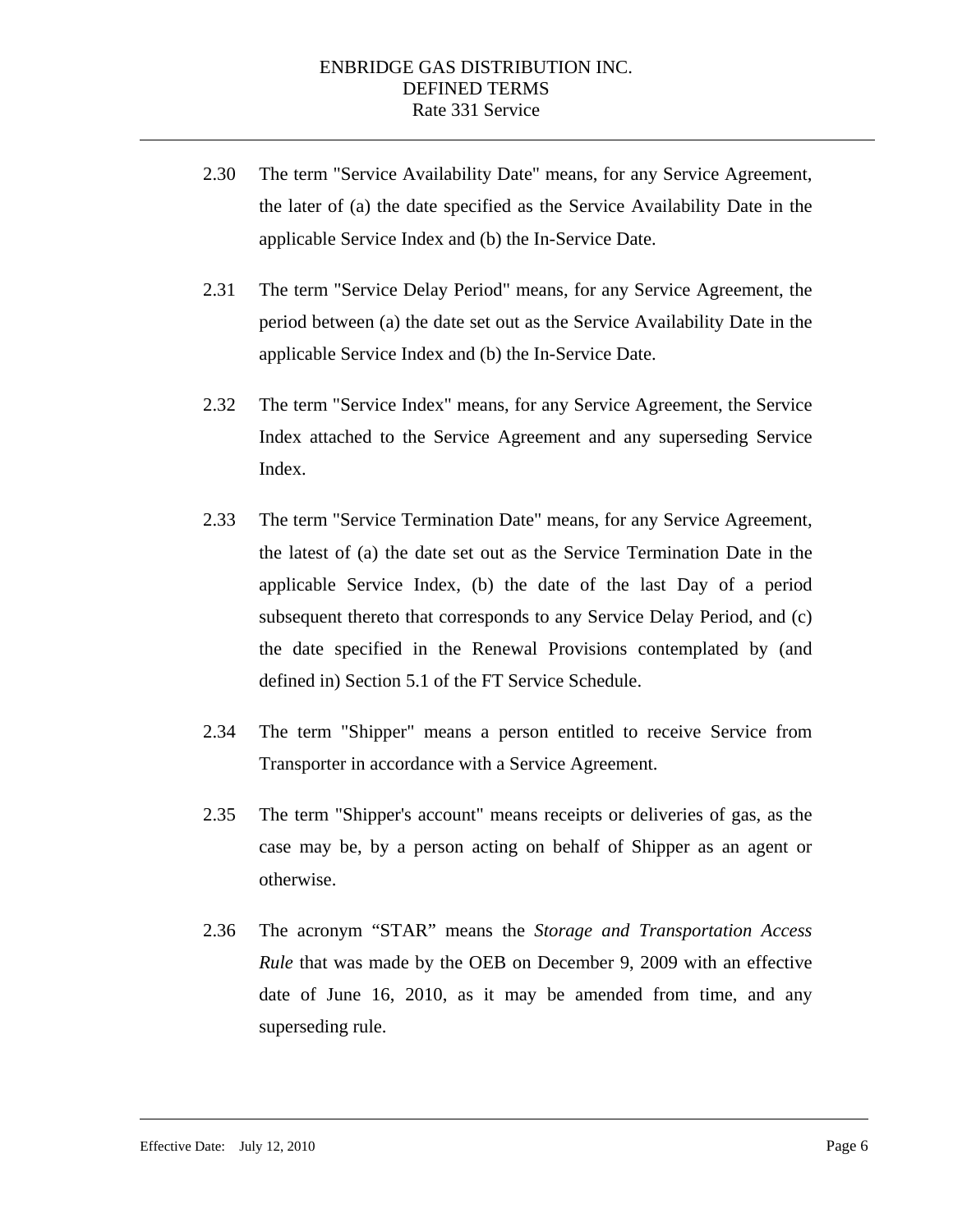2.30 The term "Service Availability Date" means, for any Service Agreement, the later of (a) the date specified as the Service Availability Date in the applicable Service Index and (b) the In-Service Date.

2.31 The term "Service Delay Period" means, for any Service Agreement, the period between (a) the date set out as the Service Availability Date in the applicable Service Index and (b) the In-Service Date.

2.32 The term "Service Index" means, for any Service Agreement, the Service Index attached to the Service Agreement and any superseding Service Index.

2.33 The term "Service Termination Date" means, for any Service Agreement, the latest of (a) the date set out as the Service Termination Date in the applicable Service Index, (b) the date of the last Day of a period subsequent thereto that corresponds to any Service Delay Period, and (c) the date specified in the Renewal Provisions contemplated by (and defined in) Section 5.1 of the FT Service Schedule.

2.34 The term "Shipper" means a person entitled to receive Service from Transporter in accordance with a Service Agreement.

2.35 The term "Shipper's account" means receipts or deliveries of gas, as the case may be, by a person acting on behalf of Shipper as an agent or otherwise.

2.36 The acronym "STAR" means the *Storage and Transportation Access Rule* that was made by the OEB on December 9, 2009 with an effective date of June 16, 2010, as it may be amended from time, and any superseding rule.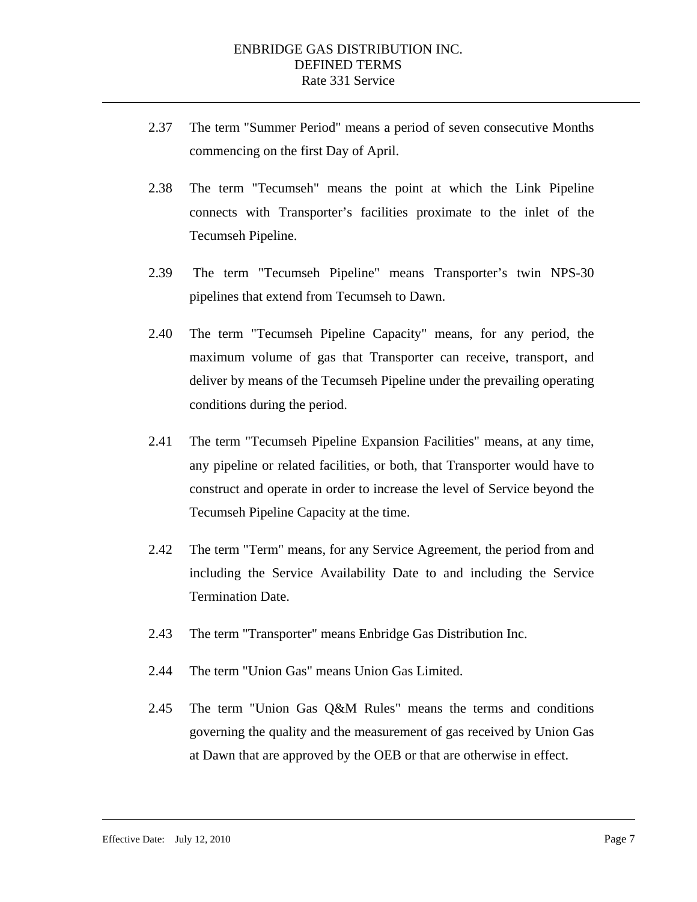2.37 The term "Summer Period" means a period of seven consecutive Months commencing on the first Day of April.

2.38 The term "Tecumseh" means the point at which the Link Pipeline connects with Transporter's facilities proximate to the inlet of the Tecumseh Pipeline.

2.39 The term "Tecumseh Pipeline" means Transporter's twin NPS-30 pipelines that extend from Tecumseh to Dawn.

2.40 The term "Tecumseh Pipeline Capacity" means, for any period, the maximum volume of gas that Transporter can receive, transport, and deliver by means of the Tecumseh Pipeline under the prevailing operating conditions during the period.

2.41 The term "Tecumseh Pipeline Expansion Facilities" means, at any time, any pipeline or related facilities, or both, that Transporter would have to construct and operate in order to increase the level of Service beyond the Tecumseh Pipeline Capacity at the time.

2.42 The term "Term" means, for any Service Agreement, the period from and including the Service Availability Date to and including the Service Termination Date.

2.43 The term "Transporter" means Enbridge Gas Distribution Inc.

2.44 The term "Union Gas" means Union Gas Limited.

2.45 The term "Union Gas Q&M Rules" means the terms and conditions governing the quality and the measurement of gas received by Union Gas at Dawn that are approved by the OEB or that are otherwise in effect.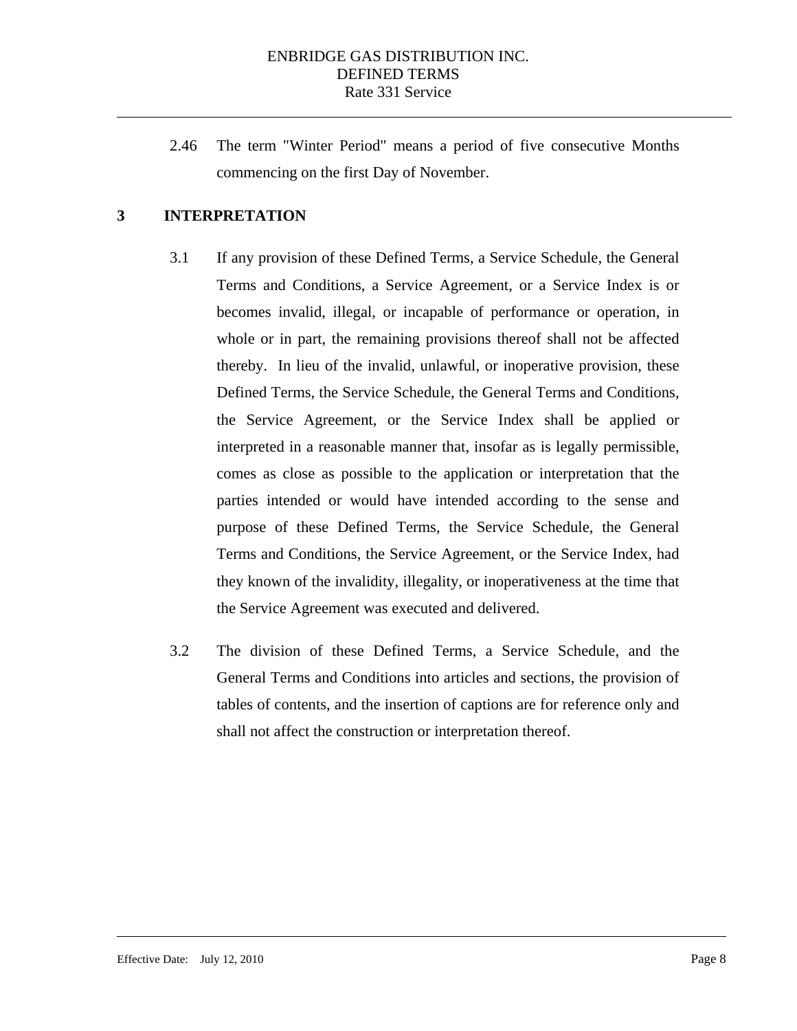2.46 The term "Winter Period" means a period of five consecutive Months commencing on the first Day of November.

## 3 INTERPRETATION

3.1 If any provision of these Defined Terms, a Service Schedule, the General Terms and Conditions, a Service Agreement, or a Service Index is or becomes invalid, illegal, or incapable of performance or operation, in whole or in part, the remaining provisions thereof shall not be affected thereby. In lieu of the invalid, unlawful, or inoperative provision, these Defined Terms, the Service Schedule, the General Terms and Conditions, the Service Agreement, or the Service Index shall be applied or interpreted in a reasonable manner that, insofar as is legally permissible, comes as close as possible to the application or interpretation that the parties intended or would have intended according to the sense and purpose of these Defined Terms, the Service Schedule, the General Terms and Conditions, the Service Agreement, or the Service Index, had they known of the invalidity, illegality, or inoperativeness at the time that the Service Agreement was executed and delivered.

3.2 The division of these Defined Terms, a Service Schedule, and the General Terms and Conditions into articles and sections, the provision of tables of contents, and the insertion of captions are for reference only and shall not affect the construction or interpretation thereof.